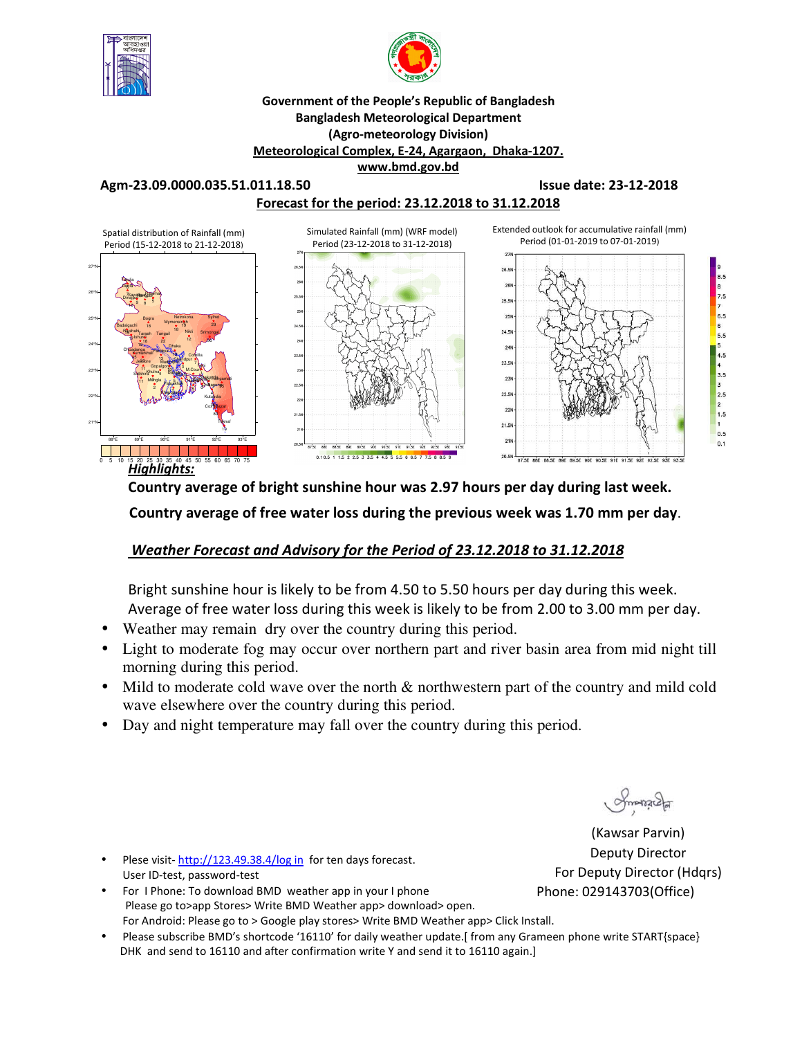**Government of the People's Republic of Bangladesh**
**Bangladesh Meteorological Department**
**(Agro-meteorology Division)**
**Meteorological Complex, E-24, Agargaon, Dhaka-1207.**
**www.bmd.gov.bd**

**Agm-23.09.0000.035.51.011.18.50** **Issue date: 23-12-2018**

**Forecast for the period: 23.12.2018 to 31.12.2018**

Spatial distribution of Rainfall (mm) Period (15-12-2018 to 21-12-2018)

Simulated Rainfall (mm) (WRF model) Period (23-12-2018 to 31-12-2018)

Extended outlook for accumulative rainfall (mm) Period (01-01-2019 to 07-01-2019)

## *Highlights:*

**Country average of bright sunshine hour was 2.97 hours per day during last week.**

**Country average of free water loss during the previous week was 1.70 mm per day.**

## *Weather Forecast and Advisory for the Period of 23.12.2018 to 31.12.2018*

Bright sunshine hour is likely to be from 4.50 to 5.50 hours per day during this week.
Average of free water loss during this week is likely to be from 2.00 to 3.00 mm per day.

- Weather may remain dry over the country during this period.
- Light to moderate fog may occur over northern part and river basin area from mid night till morning during this period.
- Mild to moderate cold wave over the north & northwestern part of the country and mild cold wave elsewhere over the country during this period.
- Day and night temperature may fall over the country during this period.

(Kawsar Parvin)
Deputy Director
For Deputy Director (Hdqrs)
Phone: 029143703(Office)

- Plese visit- http://123.49.38.4/log in for ten days forecast.
  User ID-test, password-test
- For I Phone: To download BMD weather app in your I phone
  Please go to>app Stores> Write BMD Weather app> download> open.
  For Android: Please go to > Google play stores> Write BMD Weather app> Click Install.
- Please subscribe BMD's shortcode '16110' for daily weather update.[ from any Grameen phone write START{space} DHK and send to 16110 and after confirmation write Y and send it to 16110 again.]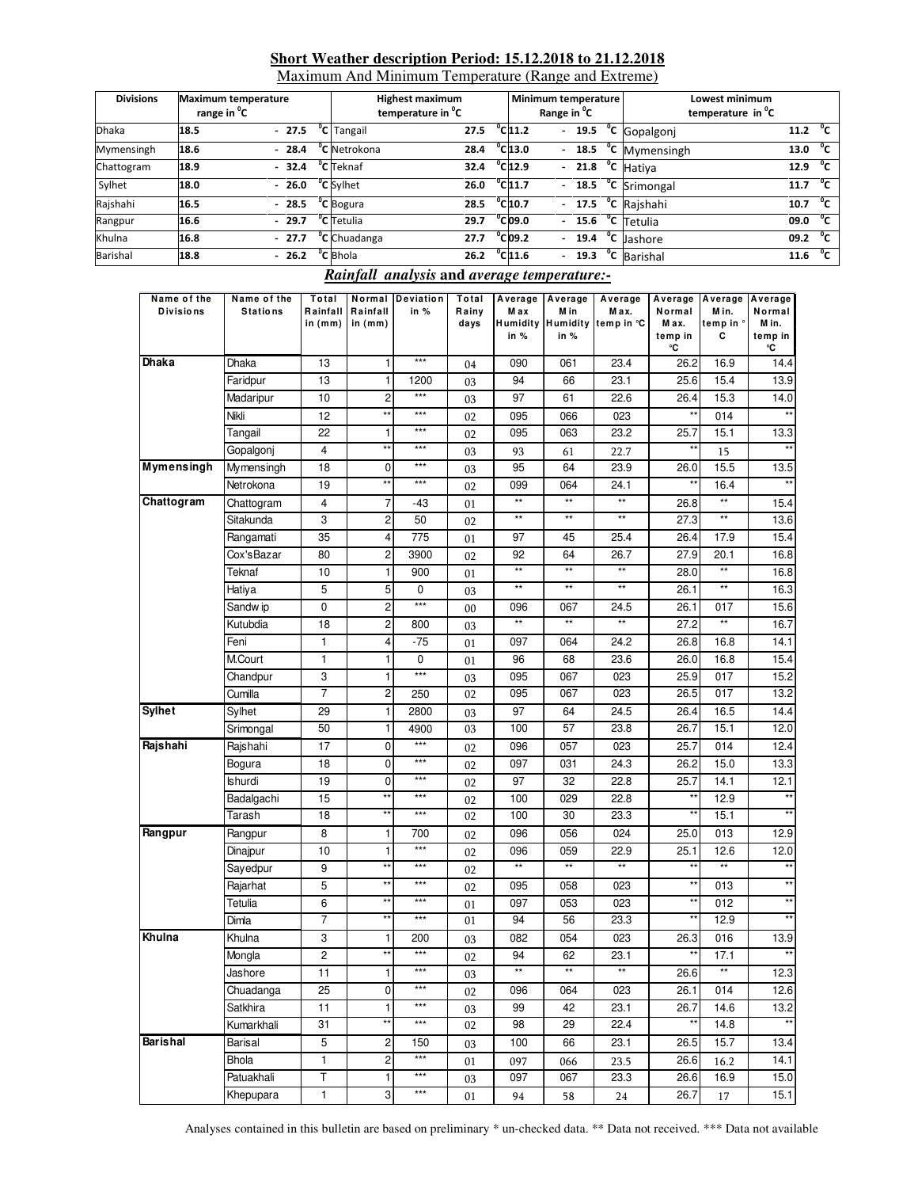## Short Weather description Period: 15.12.2018 to 21.12.2018

Maximum And Minimum Temperature (Range and Extreme)

| Divisions | Maximum temperature range in °C | Highest maximum temperature in °C | | Minimum temperature Range in °C | Lowest minimum temperature in °C | |
|---|---|---|---|---|---|---|
| Dhaka | 18.5 - 27.5 °C | Tangail | 27.5 °C | 11.2 - 19.5 °C | Gopalgonj | 11.2 °C |
| Mymensingh | 18.6 - 28.4 °C | Netrokona | 28.4 °C | 13.0 - 18.5 °C | Mymensingh | 13.0 °C |
| Chattogram | 18.9 - 32.4 °C | Teknaf | 32.4 °C | 12.9 - 21.8 °C | Hatiya | 12.9 °C |
| Sylhet | 18.0 - 26.0 °C | Sylhet | 26.0 °C | 11.7 - 18.5 °C | Srimongal | 11.7 °C |
| Rajshahi | 16.5 - 28.5 °C | Bogura | 28.5 °C | 10.7 - 17.5 °C | Rajshahi | 10.7 °C |
| Rangpur | 16.6 - 29.7 °C | Tetulia | 29.7 °C | 09.0 - 15.6 °C | Tetulia | 09.0 °C |
| Khulna | 16.8 - 27.7 °C | Chuadanga | 27.7 °C | 09.2 - 19.4 °C | Jashore | 09.2 °C |
| Barishal | 18.8 - 26.2 °C | Bhola | 26.2 °C | 11.6 - 19.3 °C | Barishal | 11.6 °C |

### *Rainfall analysis* and *average temperature:-*

| Name of the Divisions | Name of the Stations | Total Rainfall in (mm) | Normal Rainfall in (mm) | Deviation in % | Total Rainy days | Average Max Humidity in % | Average Min Humidity in % | Average Max. temp in °C | Average Normal Max. temp in °C | Average Min. temp in °C | Average Normal Min. temp in °C |
|---|---|---|---|---|---|---|---|---|---|---|---|
| **Dhaka** | Dhaka | 13 | 1 | *** | 04 | 090 | 061 | 23.4 | 26.2 | 16.9 | 14.4 |
| | Faridpur | 13 | 1 | 1200 | 03 | 94 | 66 | 23.1 | 25.6 | 15.4 | 13.9 |
| | Madaripur | 10 | 2 | *** | 03 | 97 | 61 | 22.6 | 26.4 | 15.3 | 14.0 |
| | Nikli | 12 | ** | *** | 02 | 095 | 066 | 023 | ** | 014 | ** |
| | Tangail | 22 | 1 | *** | 02 | 095 | 063 | 23.2 | 25.7 | 15.1 | 13.3 |
| | Gopalgonj | 4 | ** | *** | 03 | 93 | 61 | 22.7 | ** | 15 | ** |
| **Mymensingh** | Mymensingh | 18 | 0 | *** | 03 | 95 | 64 | 23.9 | 26.0 | 15.5 | 13.5 |
| | Netrokona | 19 | ** | *** | 02 | 099 | 064 | 24.1 | ** | 16.4 | ** |
| **Chattogram** | Chattogram | 4 | 7 | -43 | 01 | ** | ** | ** | 26.8 | ** | 15.4 |
| | Sitakunda | 3 | 2 | 50 | 02 | ** | ** | ** | 27.3 | ** | 13.6 |
| | Rangamati | 35 | 4 | 775 | 01 | 97 | 45 | 25.4 | 26.4 | 17.9 | 15.4 |
| | Cox'sBazar | 80 | 2 | 3900 | 02 | 92 | 64 | 26.7 | 27.9 | 20.1 | 16.8 |
| | Teknaf | 10 | 1 | 900 | 01 | ** | ** | ** | 28.0 | ** | 16.8 |
| | Hatiya | 5 | 5 | 0 | 03 | ** | ** | ** | 26.1 | ** | 16.3 |
| | Sandwip | 0 | 2 | *** | 00 | 096 | 067 | 24.5 | 26.1 | 017 | 15.6 |
| | Kutubdia | 18 | 2 | 800 | 03 | ** | ** | ** | 27.2 | ** | 16.7 |
| | Feni | 1 | 4 | -75 | 01 | 097 | 064 | 24.2 | 26.8 | 16.8 | 14.1 |
| | M.Court | 1 | 1 | 0 | 01 | 96 | 68 | 23.6 | 26.0 | 16.8 | 15.4 |
| | Chandpur | 3 | 1 | *** | 03 | 095 | 067 | 023 | 25.9 | 017 | 15.2 |
| | Cumilla | 7 | 2 | 250 | 02 | 095 | 067 | 023 | 26.5 | 017 | 13.2 |
| **Sylhet** | Sylhet | 29 | 1 | 2800 | 03 | 97 | 64 | 24.5 | 26.4 | 16.5 | 14.4 |
| | Srimongal | 50 | 1 | 4900 | 03 | 100 | 57 | 23.8 | 26.7 | 15.1 | 12.0 |
| **Rajshahi** | Rajshahi | 17 | 0 | *** | 02 | 096 | 057 | 023 | 25.7 | 014 | 12.4 |
| | Bogura | 18 | 0 | *** | 02 | 097 | 031 | 24.3 | 26.2 | 15.0 | 13.3 |
| | Ishurdi | 19 | 0 | *** | 02 | 97 | 32 | 22.8 | 25.7 | 14.1 | 12.1 |
| | Badalgachi | 15 | ** | *** | 02 | 100 | 029 | 22.8 | ** | 12.9 | ** |
| | Tarash | 18 | ** | *** | 02 | 100 | 30 | 23.3 | ** | 15.1 | ** |
| **Rangpur** | Rangpur | 8 | 1 | 700 | 02 | 096 | 056 | 024 | 25.0 | 013 | 12.9 |
| | Dinajpur | 10 | 1 | *** | 02 | 096 | 059 | 22.9 | 25.1 | 12.6 | 12.0 |
| | Sayedpur | 9 | ** | *** | 02 | ** | ** | ** | ** | ** | ** |
| | Rajarhat | 5 | ** | *** | 02 | 095 | 058 | 023 | ** | 013 | ** |
| | Tetulia | 6 | ** | *** | 01 | 097 | 053 | 023 | ** | 012 | ** |
| | Dimla | 7 | ** | *** | 01 | 94 | 56 | 23.3 | ** | 12.9 | ** |
| **Khulna** | Khulna | 3 | 1 | 200 | 03 | 082 | 054 | 023 | 26.3 | 016 | 13.9 |
| | Mongla | 2 | ** | *** | 02 | 94 | 62 | 23.1 | ** | 17.1 | ** |
| | Jashore | 11 | 1 | *** | 03 | ** | ** | ** | 26.6 | ** | 12.3 |
| | Chuadanga | 25 | 0 | *** | 02 | 096 | 064 | 023 | 26.1 | 014 | 12.6 |
| | Satkhira | 11 | 1 | *** | 03 | 99 | 42 | 23.1 | 26.7 | 14.6 | 13.2 |
| | Kumarkhali | 31 | ** | *** | 02 | 98 | 29 | 22.4 | ** | 14.8 | ** |
| **Barishal** | Barisal | 5 | 2 | 150 | 03 | 100 | 66 | 23.1 | 26.5 | 15.7 | 13.4 |
| | Bhola | 1 | 2 | *** | 01 | 097 | 066 | 23.5 | 26.6 | 16.2 | 14.1 |
| | Patuakhali | T | 1 | *** | 03 | 097 | 067 | 23.3 | 26.6 | 16.9 | 15.0 |
| | Khepupara | 1 | 3 | *** | 01 | 94 | 58 | 24 | 26.7 | 17 | 15.1 |

Analyses contained in this bulletin are based on preliminary * un-checked data. ** Data not received. *** Data not available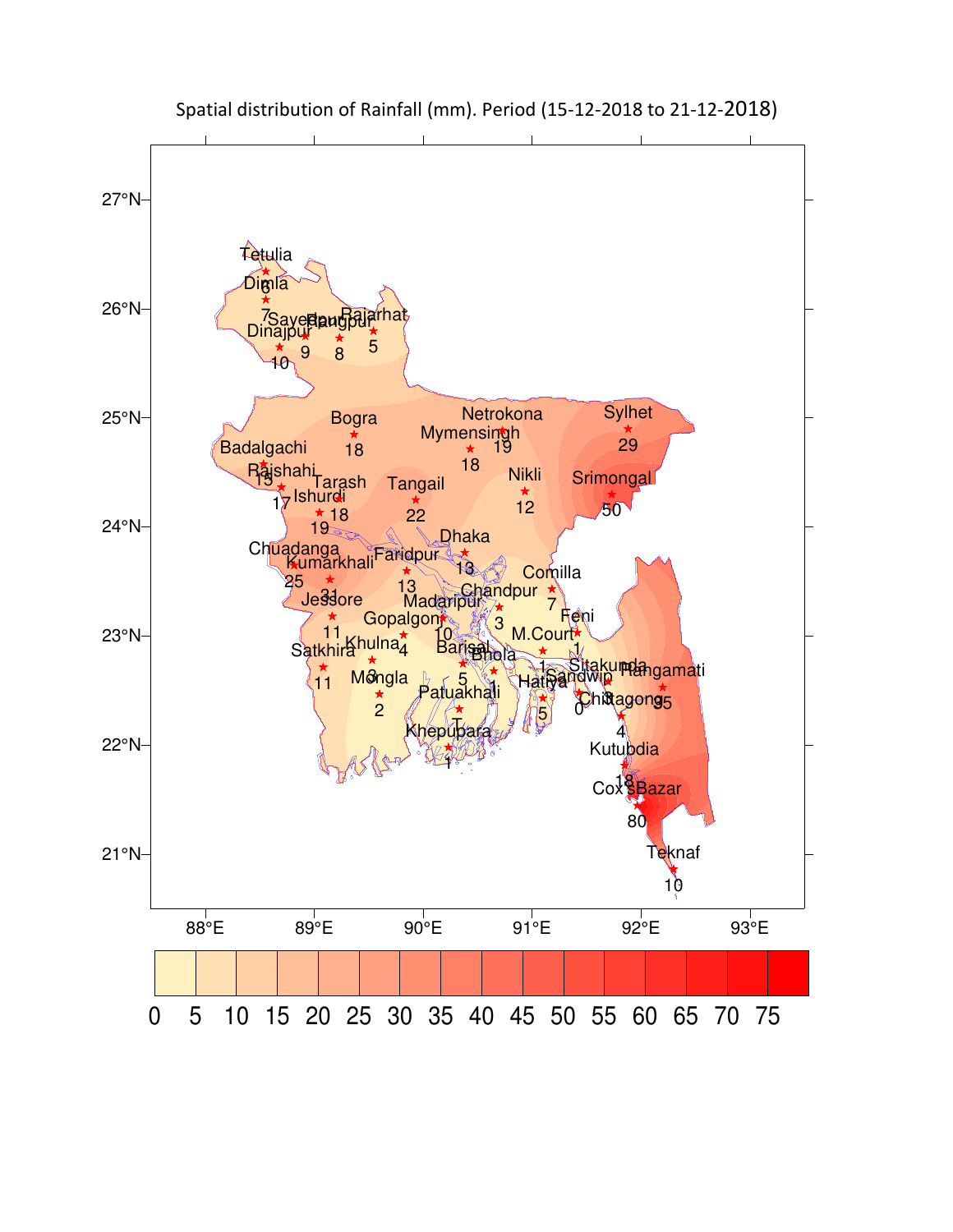Spatial distribution of Rainfall (mm). Period (15-12-2018 to 21-12-2018)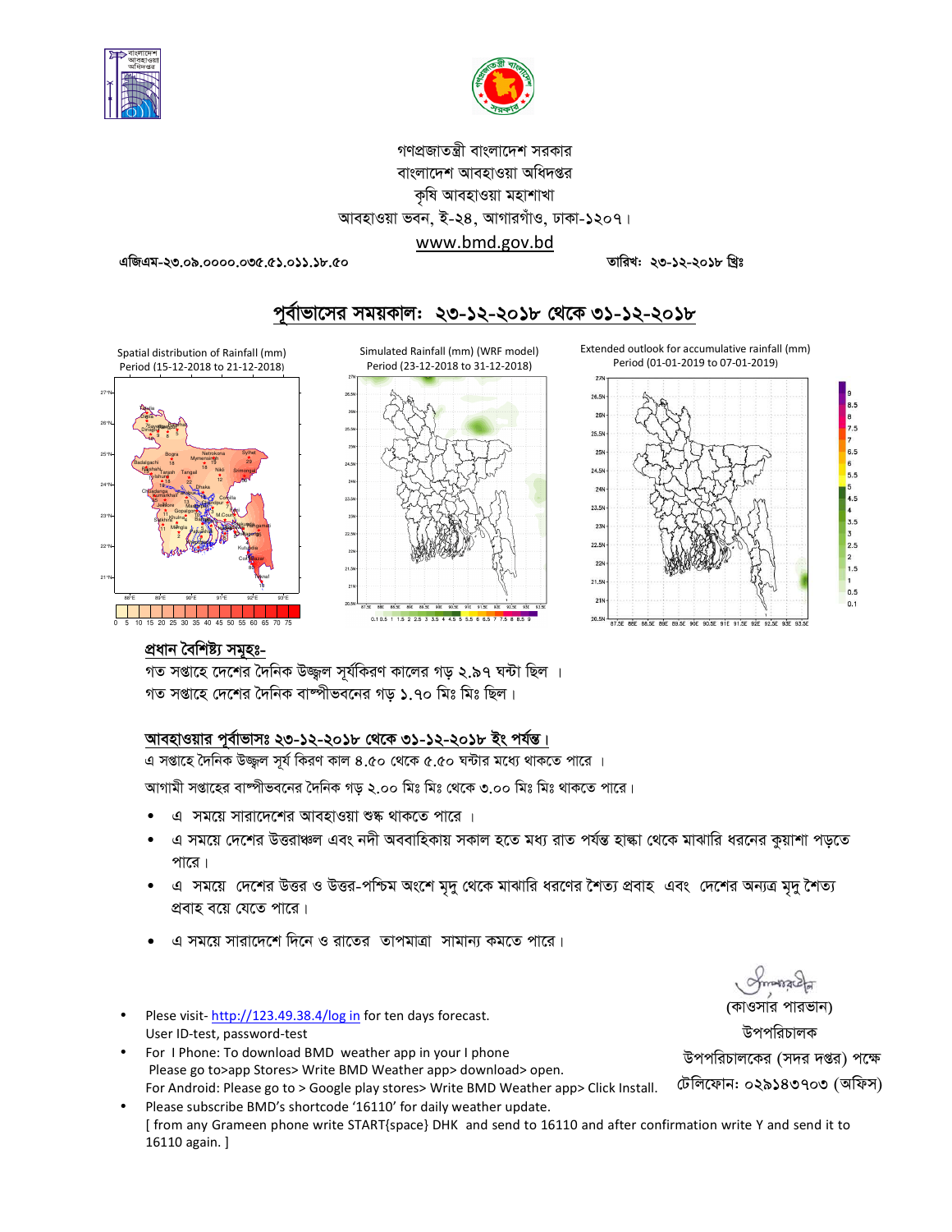গণপ্রজাতন্ত্রী বাংলাদেশ সরকার
বাংলাদেশ আবহাওয়া অধিদপ্তর
কৃষি আবহাওয়া মহাশাখা
আবহাওয়া ভবন, ই-২৪, আগারগাঁও, ঢাকা-১২০৭।
www.bmd.gov.bd

এজিএম-২৩.০৯.০০০০.০৩৫.৫১.০১১.১৮.৫০ তারিখ: ২৩-১২-২০১৮ খ্রিঃ

## পূর্বাভাসের সময়কাল: ২৩-১২-২০১৮ থেকে ৩১-১২-২০১৮

Spatial distribution of Rainfall (mm)
Period (15-12-2018 to 21-12-2018)

Simulated Rainfall (mm) (WRF model)
Period (23-12-2018 to 31-12-2018)

Extended outlook for accumulative rainfall (mm)
Period (01-01-2019 to 07-01-2019)

### প্রধান বৈশিষ্ট্য সমূহঃ-

গত সপ্তাহে দেশের দৈনিক উজ্জ্বল সূর্যকিরণ কালের গড় ২.৯৭ ঘন্টা ছিল ।
গত সপ্তাহে দেশের দৈনিক বাষ্পীভবনের গড় ১.৭০ মিঃ মিঃ ছিল।

### আবহাওয়ার পূর্বাভাসঃ ২৩-১২-২০১৮ থেকে ৩১-১২-২০১৮ ইং পর্যন্ত।

এ সপ্তাহে দৈনিক উজ্জ্বল সূর্য কিরণ কাল ৪.৫০ থেকে ৫.৫০ ঘন্টার মধ্যে থাকতে পারে ।

আগামী সপ্তাহের বাষ্পীভবনের দৈনিক গড় ২.০০ মিঃ মিঃ থেকে ৩.০০ মিঃ মিঃ থাকতে পারে।

- এ সময়ে সারাদেশের আবহাওয়া শুষ্ক থাকতে পারে ।
- এ সময়ে দেশের উত্তরাঞ্চল এবং নদী অববাহিকায় সকাল হতে মধ্য রাত পর্যন্ত হাল্কা থেকে মাঝারি ধরনের কুয়াশা পড়তে পারে।
- এ সময়ে দেশের উত্তর ও উত্তর-পশ্চিম অংশে মৃদু থেকে মাঝারি ধরণের শৈত্য প্রবাহ এবং দেশের অন্যত্র মৃদু শৈত্য প্রবাহ বয়ে যেতে পারে।
- এ সময়ে সারাদেশে দিনে ও রাতের তাপমাত্রা সামান্য কমতে পারে।

(কাওসার পারভান)
উপপরিচালক
উপপরিচালকের (সদর দপ্তর) পক্ষে
টেলিফোন: ০২৯১৪৩৭০৩ (অফিস)

- Plese visit- http://123.49.38.4/log in for ten days forecast.
  User ID-test, password-test
- For I Phone: To download BMD weather app in your I phone
  Please go to>app Stores> Write BMD Weather app> download> open.
  For Android: Please go to > Google play stores> Write BMD Weather app> Click Install.
- Please subscribe BMD's shortcode '16110' for daily weather update.
  [ from any Grameen phone write START{space} DHK and send to 16110 and after confirmation write Y and send it to 16110 again. ]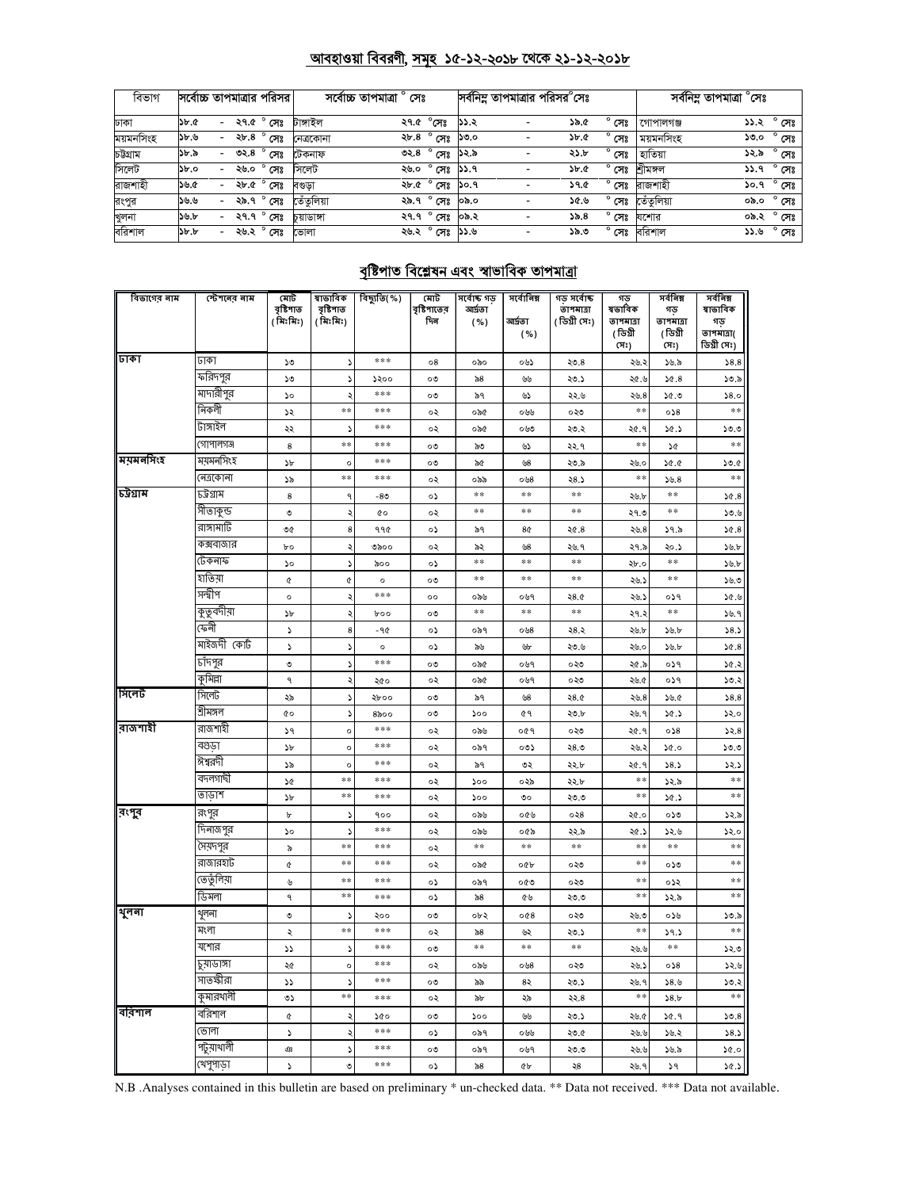## আবহাওয়া বিবরণী, সমূহ ১৫-১২-২০১৮ থেকে ২১-১২-২০১৮

| বিভাগ | সর্বোচ্চ তাপমাত্রার পরিসর | সর্বোচ্চ তাপমাত্রা ° সেঃ | | সর্বনিম্ন তাপমাত্রার পরিসর°সেঃ | সর্বনিম্ন তাপমাত্রা °সেঃ | |
|---|---|---|---|---|---|---|
| ঢাকা | ১৮.৫ - ২৭.৫ ° সেঃ | টাঙ্গাইল | ২৭.৫ °সেঃ | ১১.২ - ১৯.৫ ° সেঃ | গোপালগঞ্জ | ১১.২ ° সেঃ |
| ময়মনসিংহ | ১৮.৬ - ২৮.৪ ° সেঃ | নেত্রকোনা | ২৮.৪ ° সেঃ | ১৩.০ - ১৮.৫ ° সেঃ | ময়মনসিংহ | ১৩.০ ° সেঃ |
| চট্টগ্রাম | ১৮.৯ - ৩২.৪ ° সেঃ | টেকনাফ | ৩২.৪ ° সেঃ | ১২.৯ - ২১.৮ ° সেঃ | হাতিয়া | ১২.৯ ° সেঃ |
| সিলেট | ১৮.০ - ২৬.০ ° সেঃ | সিলেট | ২৬.০ ° সেঃ | ১১.৭ - ১৮.৫ ° সেঃ | শ্রীমঙ্গল | ১১.৭ ° সেঃ |
| রাজশাহী | ১৬.৫ - ২৮.৫ ° সেঃ | বগুড়া | ২৮.৫ ° সেঃ | ১০.৭ - ১৭.৫ ° সেঃ | রাজশাহী | ১০.৭ ° সেঃ |
| রংপুর | ১৬.৬ - ২৯.৭ ° সেঃ | তেঁতুলিয়া | ২৯.৭ ° সেঃ | ০৯.০ - ১৫.৬ ° সেঃ | তেঁতুলিয়া | ০৯.০ ° সেঃ |
| খুলনা | ১৬.৮ - ২৭.৭ ° সেঃ | চুয়াডাঙ্গা | ২৭.৭ ° সেঃ | ০৯.২ - ১৯.৪ ° সেঃ | যশোর | ০৯.২ ° সেঃ |
| বরিশাল | ১৮.৮ - ২৬.২ ° সেঃ | ভোলা | ২৬.২ ° সেঃ | ১১.৬ - ১৯.৩ ° সেঃ | বরিশাল | ১১.৬ ° সেঃ |

## বৃষ্টিপাত বিশ্লেষন এবং স্বাভাবিক তাপমাত্রা

| বিভাগের নাম | স্টেশনের নাম | মোট বৃষ্টিপাত (মিঃমিঃ) | স্বাভাবিক বৃষ্টিপাত (মিঃমিঃ) | বিছ্যুতি(%) | মোট বৃষ্টিপাতের দিন | সর্বোচ্চ গড় আর্দ্রতা (%) | সর্বোনিম্ন আর্দ্রতা (%) | গড় সর্বোচ্চ তাপমাত্রা (ডিগ্রী সেঃ) | গড় স্বাভাবিক তাপমাত্রা (ডিগ্রী সেঃ) | সর্বনিম্ন গড় তাপমাত্রা (ডিগ্রী সেঃ) | সর্বনিম্ন স্বাভাবিক গড় তাপমাত্রা( ডিগ্রী সেঃ) |
|---|---|---|---|---|---|---|---|---|---|---|---|
| ঢাকা | ঢাকা | ১৩ | ১ | *** | ০৪ | ০৯০ | ০৬১ | ২৩.৪ | ২৬.২ | ১৬.৯ | ১৪.৪ |
| | ফরিদপুর | ১৩ | ১ | ১২০০ | ০৩ | ৯৪ | ৬৬ | ২৩.১ | ২৫.৬ | ১৫.৪ | ১৩.৯ |
| | মাদারীপুর | ১০ | ২ | *** | ০৩ | ৯৭ | ৬১ | ২২.৬ | ২৬.৪ | ১৫.৩ | ১৪.০ |
| | নিকলী | ১২ | ** | *** | ০২ | ০৯৫ | ০৬৬ | ০২৩ | ** | ০১৪ | ** |
| | টাঙ্গাইল | ২২ | ১ | *** | ০২ | ০৯৫ | ০৬৩ | ২৩.২ | ২৫.৭ | ১৫.১ | ১৩.৩ |
| | গোপালগঞ্জ | ৪ | ** | *** | ০৩ | ৯৩ | ৬১ | ২২.৭ | ** | ১৫ | ** |
| ময়মনসিংহ | ময়মনসিংহ | ১৮ | ০ | *** | ০৩ | ৯৫ | ৬৪ | ২৩.৯ | ২৬.০ | ১৫.৫ | ১৩.৫ |
| | নেত্রকোনা | ১৯ | ** | *** | ০২ | ০৯৯ | ০৬৪ | ২৪.১ | ** | ১৬.৪ | ** |
| চট্টগ্রাম | চট্টগ্রাম | ৪ | ৭ | -৪৩ | ০১ | ** | ** | ** | ২৬.৮ | ** | ১৫.৪ |
| | সীতাকুন্ড | ৩ | ২ | ৫০ | ০২ | ** | ** | ** | ২৭.৩ | ** | ১৩.৬ |
| | রাঙ্গামাটি | ৩৫ | ৪ | ৭৭৫ | ০১ | ৯৭ | ৪৫ | ২৫.৪ | ২৬.৪ | ১৭.৯ | ১৫.৪ |
| | কক্সবাজার | ৮০ | ২ | ৩৯০০ | ০২ | ৯২ | ৬৪ | ২৬.৭ | ২৭.৯ | ২০.১ | ১৬.৮ |
| | টেকনাফ | ১০ | ১ | ৯০০ | ০১ | ** | ** | ** | ২৮.০ | ** | ১৬.৮ |
| | হাতিয়া | ৫ | ৫ | ০ | ০৩ | ** | ** | ** | ২৬.১ | ** | ১৬.৩ |
| | সন্দ্বীপ | ০ | ২ | *** | ০০ | ০৯৬ | ০৬৭ | ২৪.৫ | ২৬.১ | ০১৭ | ১৫.৬ |
| | কুতুবদীয়া | ১৮ | ২ | ৮০০ | ০৩ | ** | ** | ** | ২৭.২ | ** | ১৬.৭ |
| | ফেনী | ১ | ৪ | -৭৫ | ০১ | ০৯৭ | ০৬৪ | ২৪.২ | ২৬.৮ | ১৬.৮ | ১৪.১ |
| | মাইজদী কোর্ট | ১ | ১ | ০ | ০১ | ৯৬ | ৬৮ | ২৩.৬ | ২৬.০ | ১৬.৮ | ১৫.৪ |
| | চাঁদপুর | ৩ | ১ | *** | ০৩ | ০৯৫ | ০৬৭ | ০২৩ | ২৫.৯ | ০১৭ | ১৫.২ |
| | কুমিল্লা | ৭ | ২ | ২৫০ | ০২ | ০৯৫ | ০৬৭ | ০২৩ | ২৬.৫ | ০১৭ | ১৩.২ |
| সিলেট | সিলেট | ২৯ | ১ | ২৮০০ | ০৩ | ৯৭ | ৬৪ | ২৪.৫ | ২৬.৪ | ১৬.৫ | ১৪.৪ |
| | শ্রীমঙ্গল | ৫০ | ১ | ৪৯০০ | ০৩ | ১০০ | ৫৭ | ২৩.৮ | ২৬.৭ | ১৫.১ | ১২.০ |
| রাজশাহী | রাজশাহী | ১৭ | ০ | *** | ০২ | ০৯৬ | ০৫৭ | ০২৩ | ২৫.৭ | ০১৪ | ১২.৪ |
| | বগুড়া | ১৮ | ০ | *** | ০২ | ০৯৭ | ০৩১ | ২৪.৩ | ২৬.২ | ১৫.০ | ১৩.৩ |
| | ঈশ্বরদী | ১৯ | ০ | *** | ০২ | ৯৭ | ৩২ | ২২.৮ | ২৫.৭ | ১৪.১ | ১২.১ |
| | বদলগাছী | ১৫ | ** | *** | ০২ | ১০০ | ০২৯ | ২২.৮ | ** | ১২.৯ | ** |
| | তাড়াশ | ১৮ | ** | *** | ০২ | ১০০ | ৩০ | ২৩.৩ | ** | ১৫.১ | ** |
| রংপুর | রংপুর | ৮ | ১ | ৭০০ | ০২ | ০৯৬ | ০৫৬ | ০২৪ | ২৫.০ | ০১৩ | ১২.৯ |
| | দিনাজপুর | ১০ | ১ | *** | ০২ | ০৯৬ | ০৫৯ | ২২.৯ | ২৫.১ | ১২.৬ | ১২.০ |
| | সৈয়দপুর | ৯ | ** | *** | ০২ | ** | ** | ** | ** | ** | ** |
| | রাজারহাট | ৫ | ** | *** | ০২ | ০৯৫ | ০৫৮ | ০২৩ | ** | ০১৩ | ** |
| | তেতুঁলিয়া | ৬ | ** | *** | ০১ | ০৯৭ | ০৫৩ | ০২৩ | ** | ০১২ | ** |
| | ডিমলা | ৭ | ** | *** | ০১ | ৯৪ | ৫৬ | ২৩.৩ | ** | ১২.৯ | ** |
| খুলনা | খুলনা | ৩ | ১ | ২০০ | ০৩ | ০৮২ | ০৫৪ | ০২৩ | ২৬.৩ | ০১৬ | ১৩.৯ |
| | মংলা | ২ | ** | *** | ০২ | ৯৪ | ৬২ | ২৩.১ | ** | ১৭.১ | ** |
| | যশোর | ১১ | ১ | *** | ০৩ | ** | ** | ** | ২৬.৬ | ** | ১২.৩ |
| | চুয়াডাঙ্গা | ২৫ | ০ | *** | ০২ | ০৯৬ | ০৬৪ | ০২৩ | ২৬.১ | ০১৪ | ১২.৬ |
| | সাতক্ষীরা | ১১ | ১ | *** | ০৩ | ৯৯ | ৪২ | ২৩.১ | ২৬.৭ | ১৪.৬ | ১৩.২ |
| | কুমারখালী | ৩১ | ** | *** | ০২ | ৯৮ | ২৯ | ২২.৪ | ** | ১৪.৮ | ** |
| বরিশাল | বরিশাল | ৫ | ২ | ১৫০ | ০৩ | ১০০ | ৬৬ | ২৩.১ | ২৬.৫ | ১৫.৭ | ১৩.৪ |
| | ভোলা | ১ | ২ | *** | ০১ | ০৯৭ | ০৬৬ | ২৩.৫ | ২৬.৬ | ১৬.২ | ১৪.১ |
| | পটুয়াখালী | ঞ | ১ | *** | ০৩ | ০৯৭ | ০৬৭ | ২৩.৩ | ২৬.৬ | ১৬.৯ | ১৫.০ |
| | খেপুপাড়া | ১ | ৩ | *** | ০১ | ৯৪ | ৫৮ | ২৪ | ২৬.৭ | ১৭ | ১৫.১ |

N.B .Analyses contained in this bulletin are based on preliminary * un-checked data. ** Data not received. *** Data not available.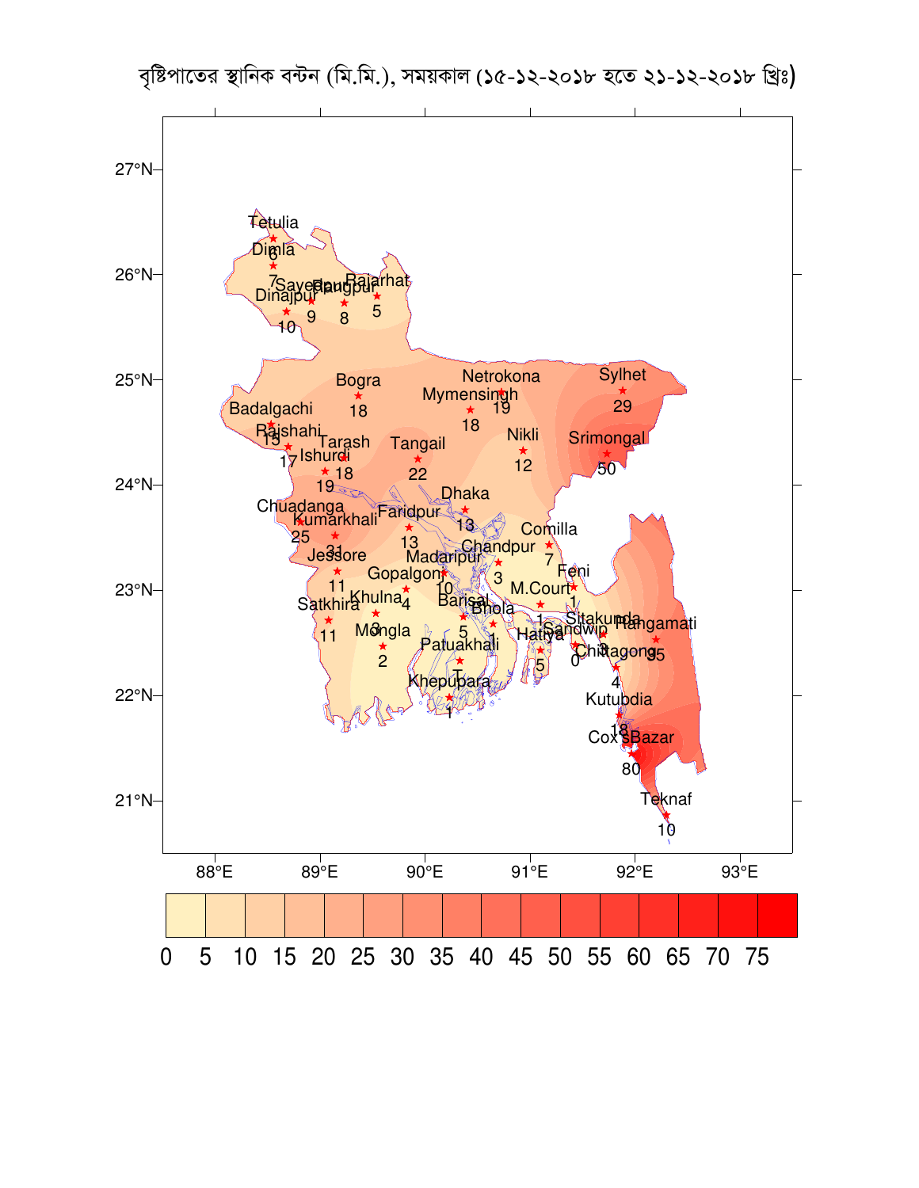বৃষ্টিপাতের স্থানিক বন্টন (মি.মি.), সময়কাল (১৫-১২-২০১৮ হতে ২১-১২-২০১৮ খ্রিঃ)

27°N
26°N
25°N
24°N
23°N
22°N
21°N

88°E 89°E 90°E 91°E 92°E 93°E

Tetulia 6
Dimla 7
Dinajpur 10
Sayedpur 9
Rangpur 8
Rajarhat 5
Bogra 18
Badalgachi 15
Rajshahi 17
Tarash 18
Ishurdi 19
Netrokona 19
Mymensingh 18
Sylhet 29
Srimongal 50
Nikli 12
Tangail 22
Dhaka 13
Chuadanga 25
Kumarkhali 31
Faridpur 13
Comilla 7
Chandpur 3
Madaripur 10
Jessore 11
Gopalgonj 4
Feni 1
M.Court 1
Satkhira 11
Khulna 3
Barisal 5
Bhola 1
Sitakunda 3
Rangamati 35
Mongla 2
Hatiya 5
Sandwip 0
Chittagong 4
Patuakhali T
Khepupara 1
Kutubdia 18
Cox'sBazar 80
Teknaf 10

0 5 10 15 20 25 30 35 40 45 50 55 60 65 70 75